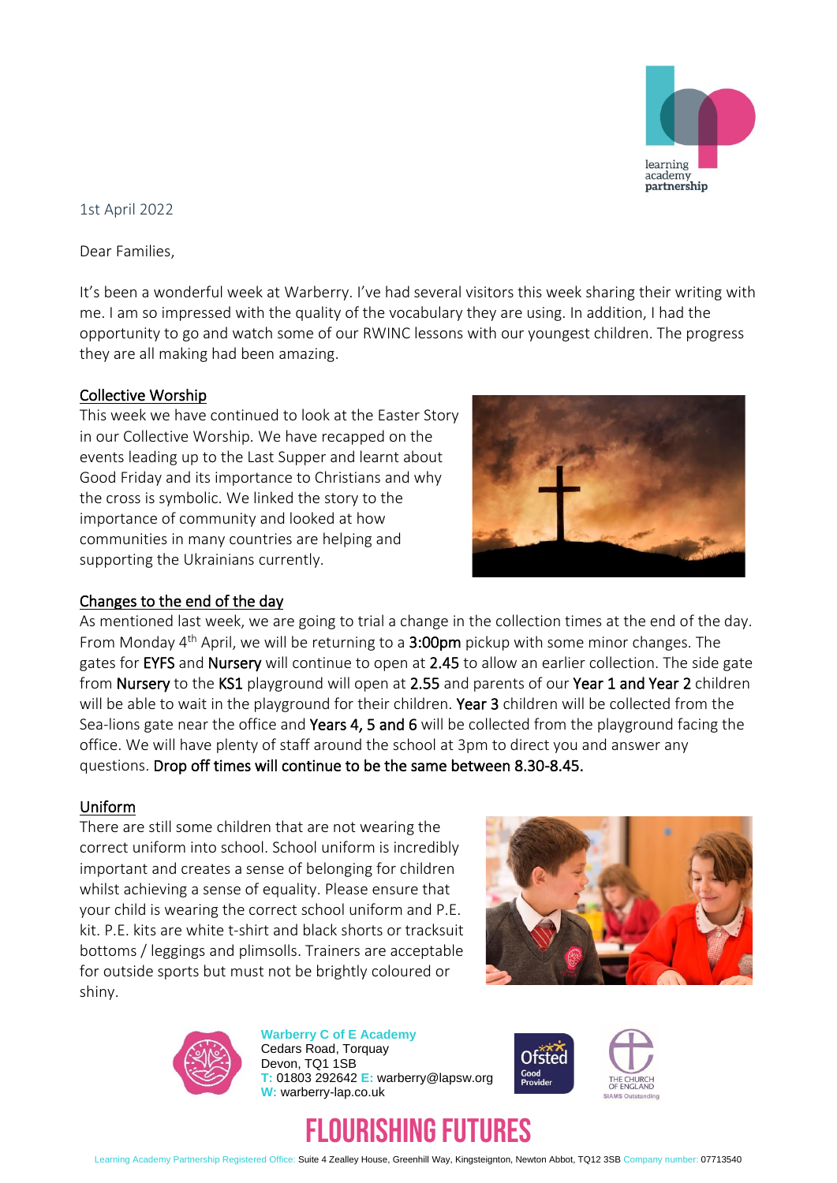1st April 2022

Dear Families,

It's been a wonderful week at Warberry. I've had several visitors this week sharing their writing with me. I am so impressed with the quality of the vocabulary they are using. In addition, I had the opportunity to go and watch some of our RWINC lessons with our youngest children. The progress they are all making had been amazing.

## Collective Worship

This week we have continued to look at the Easter Story in our Collective Worship. We have recapped on the events leading up to the Last Supper and learnt about Good Friday and its importance to Christians and why the cross is symbolic. We linked the story to the importance of community and looked at how communities in many countries are helping and supporting the Ukrainians currently.

## Changes to the end of the day

As mentioned last week, we are going to trial a change in the collection times at the end of the day. From Monday 4th April, we will be returning to a **3:00pm** pickup with some minor changes. The gates for **EYFS** and **Nursery** will continue to open at **2.45** to allow an earlier collection. The side gate from **Nursery** to the **KS1** playground will open at **2.55** and parents of our **Year 1 and Year 2** children will be able to wait in the playground for their children. **Year 3** children will be collected from the Sea-lions gate near the office and **Years 4, 5 and 6** will be collected from the playground facing the office. We will have plenty of staff around the school at 3pm to direct you and answer any questions. **Drop off times will continue to be the same between 8.30-8.45.**

## Uniform

There are still some children that are not wearing the correct uniform into school. School uniform is incredibly important and creates a sense of belonging for children whilst achieving a sense of equality. Please ensure that your child is wearing the correct school uniform and P.E. kit. P.E. kits are white t-shirt and black shorts or tracksuit bottoms / leggings and plimsolls. Trainers are acceptable for outside sports but must not be brightly coloured or shiny.

**Warberry C of E Academy**
Cedars Road, Torquay
Devon, TQ1 1SB
T: 01803 292642 E: warberry@lapsw.org
W: warberry-lap.co.uk

FLOURISHING FUTURES

Learning Academy Partnership Registered Office: Suite 4 Zealley House, Greenhill Way, Kingsteignton, Newton Abbot, TQ12 3SB Company number: 07713540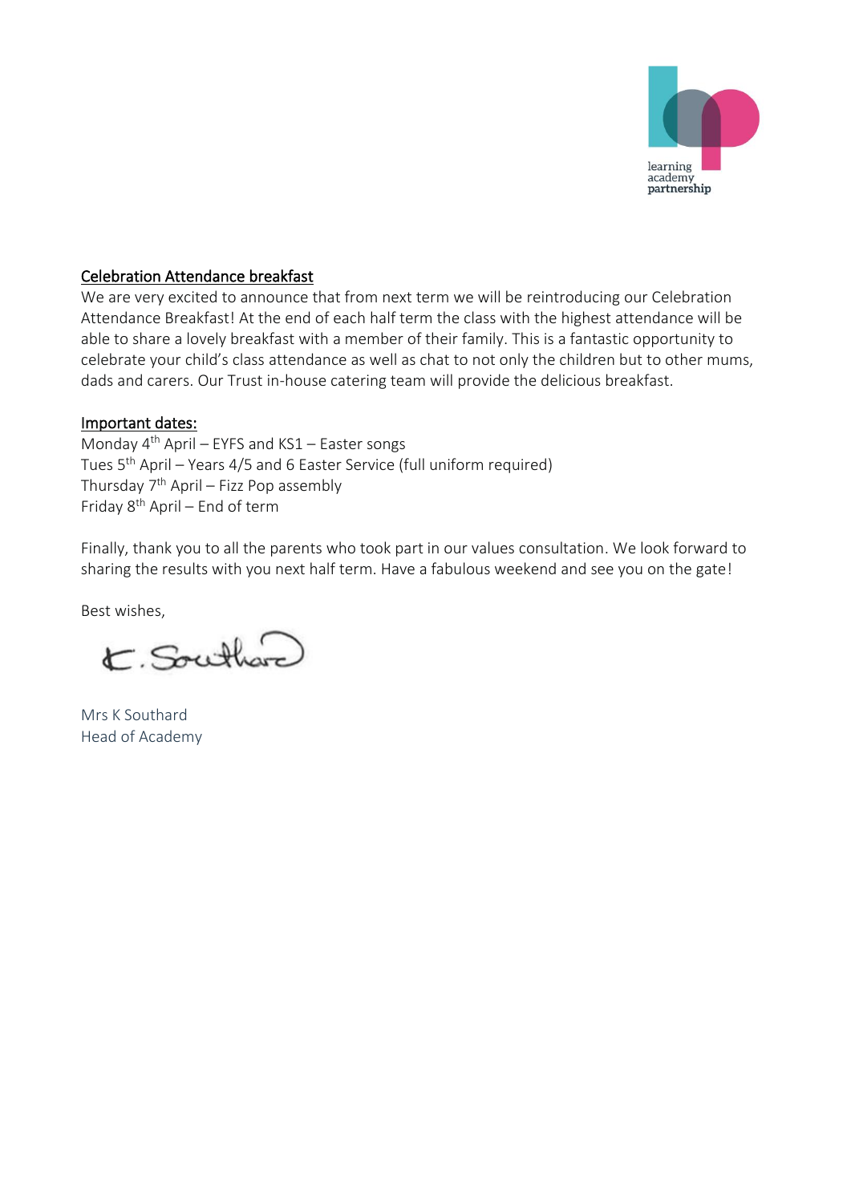learning academy partnership

<u>Celebration Attendance breakfast</u>

We are very excited to announce that from next term we will be reintroducing our Celebration Attendance Breakfast! At the end of each half term the class with the highest attendance will be able to share a lovely breakfast with a member of their family. This is a fantastic opportunity to celebrate your child's class attendance as well as chat to not only the children but to other mums, dads and carers. Our Trust in-house catering team will provide the delicious breakfast.

<u>Important dates:</u>

Monday 4th April – EYFS and KS1 – Easter songs
Tues 5th April – Years 4/5 and 6 Easter Service (full uniform required)
Thursday 7th April – Fizz Pop assembly
Friday 8th April – End of term

Finally, thank you to all the parents who took part in our values consultation. We look forward to sharing the results with you next half term. Have a fabulous weekend and see you on the gate!

Best wishes,

K. Southard

Mrs K Southard
Head of Academy